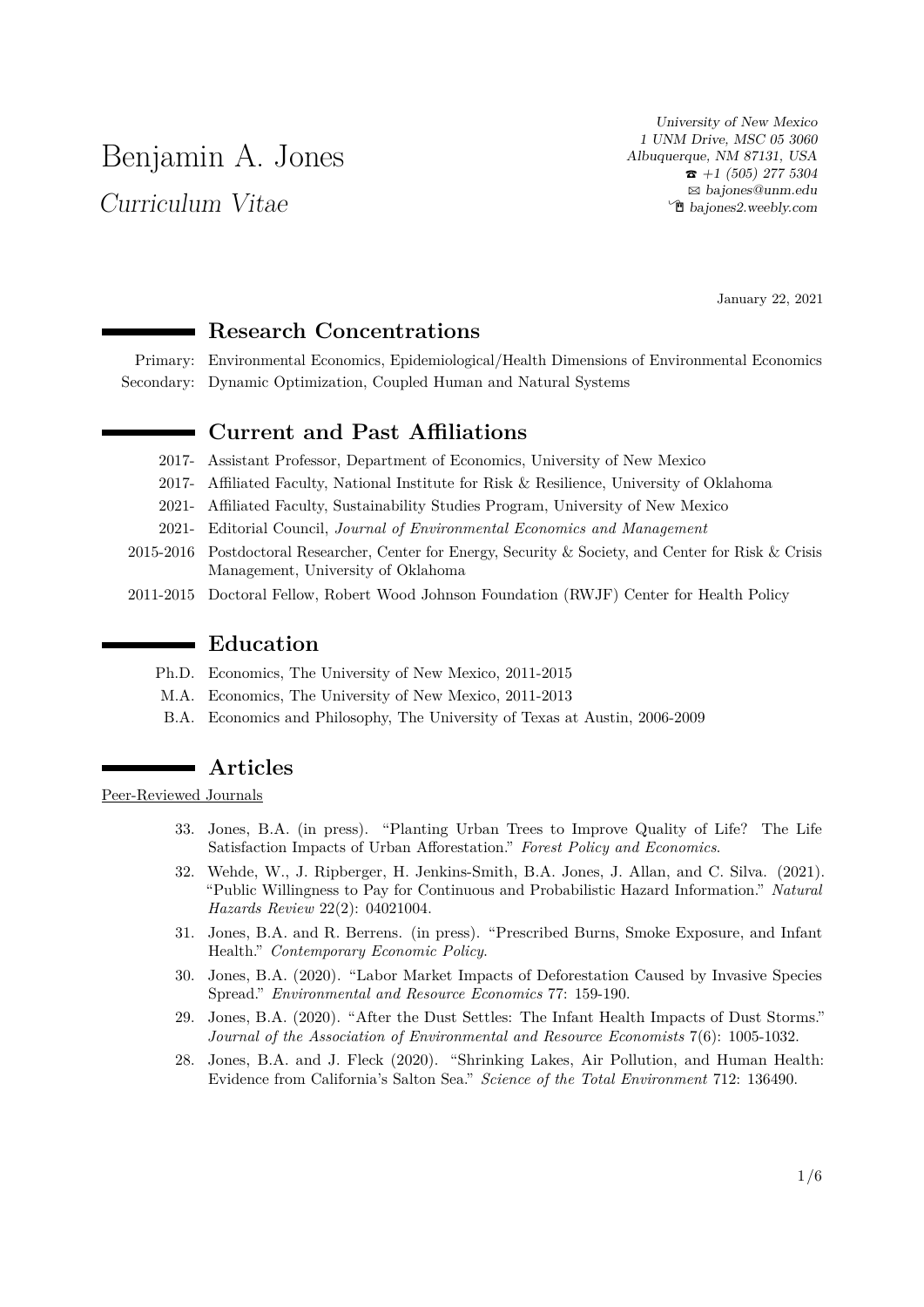# Benjamin A. Jones

*Curriculum Vitae*

*University of New Mexico*
*1 UNM Drive, MSC 05 3060*
*Albuquerque, NM 87131, USA*
☎ *+1 (505) 277 5304*
✉ *bajones@unm.edu*
*bajones2.weebly.com*

January 22, 2021

## Research Concentrations

Primary: Environmental Economics, Epidemiological/Health Dimensions of Environmental Economics

Secondary: Dynamic Optimization, Coupled Human and Natural Systems

## Current and Past Affiliations

- 2017- Assistant Professor, Department of Economics, University of New Mexico
- 2017- Affiliated Faculty, National Institute for Risk & Resilience, University of Oklahoma
- 2021- Affiliated Faculty, Sustainability Studies Program, University of New Mexico
- 2021- Editorial Council, *Journal of Environmental Economics and Management*
- 2015-2016 Postdoctoral Researcher, Center for Energy, Security & Society, and Center for Risk & Crisis Management, University of Oklahoma
- 2011-2015 Doctoral Fellow, Robert Wood Johnson Foundation (RWJF) Center for Health Policy

## Education

- Ph.D. Economics, The University of New Mexico, 2011-2015
- M.A. Economics, The University of New Mexico, 2011-2013
- B.A. Economics and Philosophy, The University of Texas at Austin, 2006-2009

## Articles

Peer-Reviewed Journals

33. Jones, B.A. (in press). "Planting Urban Trees to Improve Quality of Life? The Life Satisfaction Impacts of Urban Afforestation." *Forest Policy and Economics*.
32. Wehde, W., J. Ripberger, H. Jenkins-Smith, B.A. Jones, J. Allan, and C. Silva. (2021). "Public Willingness to Pay for Continuous and Probabilistic Hazard Information." *Natural Hazards Review* 22(2): 04021004.
31. Jones, B.A. and R. Berrens. (in press). "Prescribed Burns, Smoke Exposure, and Infant Health." *Contemporary Economic Policy*.
30. Jones, B.A. (2020). "Labor Market Impacts of Deforestation Caused by Invasive Species Spread." *Environmental and Resource Economics* 77: 159-190.
29. Jones, B.A. (2020). "After the Dust Settles: The Infant Health Impacts of Dust Storms." *Journal of the Association of Environmental and Resource Economists* 7(6): 1005-1032.
28. Jones, B.A. and J. Fleck (2020). "Shrinking Lakes, Air Pollution, and Human Health: Evidence from California's Salton Sea." *Science of the Total Environment* 712: 136490.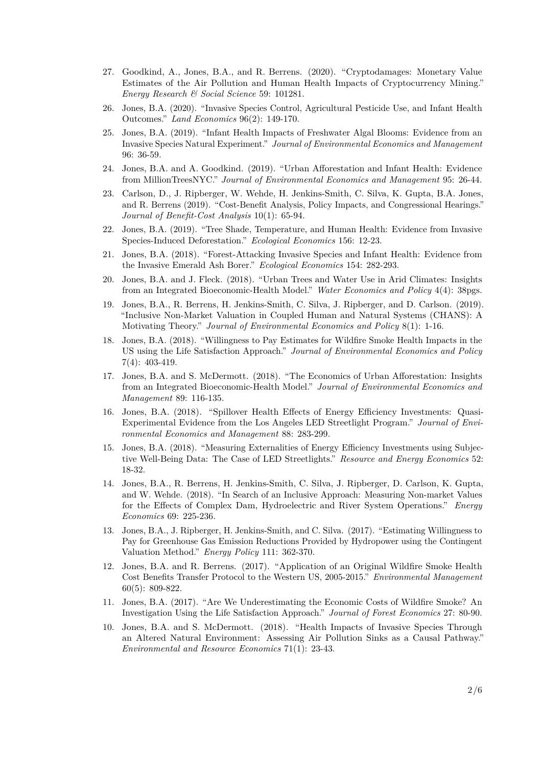27. Goodkind, A., Jones, B.A., and R. Berrens. (2020). "Cryptodamages: Monetary Value Estimates of the Air Pollution and Human Health Impacts of Cryptocurrency Mining." *Energy Research & Social Science* 59: 101281.

26. Jones, B.A. (2020). "Invasive Species Control, Agricultural Pesticide Use, and Infant Health Outcomes." *Land Economics* 96(2): 149-170.

25. Jones, B.A. (2019). "Infant Health Impacts of Freshwater Algal Blooms: Evidence from an Invasive Species Natural Experiment." *Journal of Environmental Economics and Management* 96: 36-59.

24. Jones, B.A. and A. Goodkind. (2019). "Urban Afforestation and Infant Health: Evidence from MillionTreesNYC." *Journal of Environmental Economics and Management* 95: 26-44.

23. Carlson, D., J. Ripberger, W. Wehde, H. Jenkins-Smith, C. Silva, K. Gupta, B.A. Jones, and R. Berrens (2019). "Cost-Benefit Analysis, Policy Impacts, and Congressional Hearings." *Journal of Benefit-Cost Analysis* 10(1): 65-94.

22. Jones, B.A. (2019). "Tree Shade, Temperature, and Human Health: Evidence from Invasive Species-Induced Deforestation." *Ecological Economics* 156: 12-23.

21. Jones, B.A. (2018). "Forest-Attacking Invasive Species and Infant Health: Evidence from the Invasive Emerald Ash Borer." *Ecological Economics* 154: 282-293.

20. Jones, B.A. and J. Fleck. (2018). "Urban Trees and Water Use in Arid Climates: Insights from an Integrated Bioeconomic-Health Model." *Water Economics and Policy* 4(4): 38pgs.

19. Jones, B.A., R. Berrens, H. Jenkins-Smith, C. Silva, J. Ripberger, and D. Carlson. (2019). "Inclusive Non-Market Valuation in Coupled Human and Natural Systems (CHANS): A Motivating Theory." *Journal of Environmental Economics and Policy* 8(1): 1-16.

18. Jones, B.A. (2018). "Willingness to Pay Estimates for Wildfire Smoke Health Impacts in the US using the Life Satisfaction Approach." *Journal of Environmental Economics and Policy* 7(4): 403-419.

17. Jones, B.A. and S. McDermott. (2018). "The Economics of Urban Afforestation: Insights from an Integrated Bioeconomic-Health Model." *Journal of Environmental Economics and Management* 89: 116-135.

16. Jones, B.A. (2018). "Spillover Health Effects of Energy Efficiency Investments: Quasi-Experimental Evidence from the Los Angeles LED Streetlight Program." *Journal of Environmental Economics and Management* 88: 283-299.

15. Jones, B.A. (2018). "Measuring Externalities of Energy Efficiency Investments using Subjective Well-Being Data: The Case of LED Streetlights." *Resource and Energy Economics* 52: 18-32.

14. Jones, B.A., R. Berrens, H. Jenkins-Smith, C. Silva, J. Ripberger, D. Carlson, K. Gupta, and W. Wehde. (2018). "In Search of an Inclusive Approach: Measuring Non-market Values for the Effects of Complex Dam, Hydroelectric and River System Operations." *Energy Economics* 69: 225-236.

13. Jones, B.A., J. Ripberger, H. Jenkins-Smith, and C. Silva. (2017). "Estimating Willingness to Pay for Greenhouse Gas Emission Reductions Provided by Hydropower using the Contingent Valuation Method." *Energy Policy* 111: 362-370.

12. Jones, B.A. and R. Berrens. (2017). "Application of an Original Wildfire Smoke Health Cost Benefits Transfer Protocol to the Western US, 2005-2015." *Environmental Management* 60(5): 809-822.

11. Jones, B.A. (2017). "Are We Underestimating the Economic Costs of Wildfire Smoke? An Investigation Using the Life Satisfaction Approach." *Journal of Forest Economics* 27: 80-90.

10. Jones, B.A. and S. McDermott. (2018). "Health Impacts of Invasive Species Through an Altered Natural Environment: Assessing Air Pollution Sinks as a Causal Pathway." *Environmental and Resource Economics* 71(1): 23-43.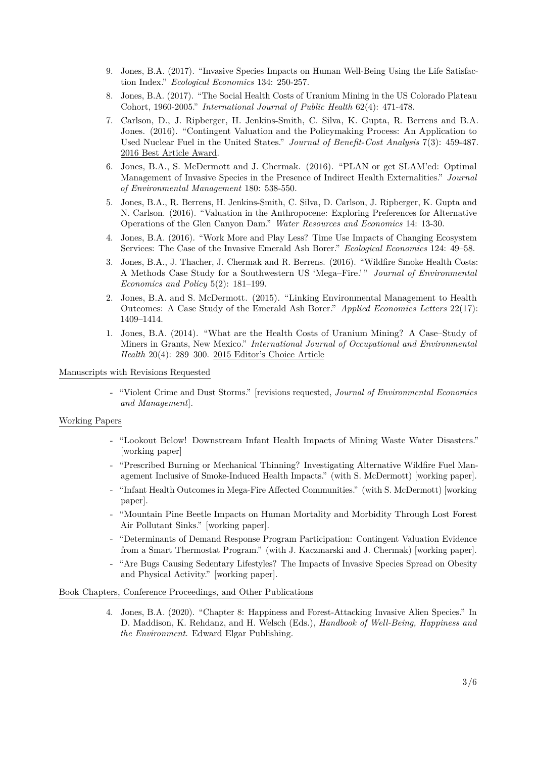9. Jones, B.A. (2017). "Invasive Species Impacts on Human Well-Being Using the Life Satisfaction Index." *Ecological Economics* 134: 250-257.

8. Jones, B.A. (2017). "The Social Health Costs of Uranium Mining in the US Colorado Plateau Cohort, 1960-2005." *International Journal of Public Health* 62(4): 471-478.

7. Carlson, D., J. Ripberger, H. Jenkins-Smith, C. Silva, K. Gupta, R. Berrens and B.A. Jones. (2016). "Contingent Valuation and the Policymaking Process: An Application to Used Nuclear Fuel in the United States." *Journal of Benefit-Cost Analysis* 7(3): 459-487. 2016 Best Article Award.

6. Jones, B.A., S. McDermott and J. Chermak. (2016). "PLAN or get SLAM'ed: Optimal Management of Invasive Species in the Presence of Indirect Health Externalities." *Journal of Environmental Management* 180: 538-550.

5. Jones, B.A., R. Berrens, H. Jenkins-Smith, C. Silva, D. Carlson, J. Ripberger, K. Gupta and N. Carlson. (2016). "Valuation in the Anthropocene: Exploring Preferences for Alternative Operations of the Glen Canyon Dam." *Water Resources and Economics* 14: 13-30.

4. Jones, B.A. (2016). "Work More and Play Less? Time Use Impacts of Changing Ecosystem Services: The Case of the Invasive Emerald Ash Borer." *Ecological Economics* 124: 49–58.

3. Jones, B.A., J. Thacher, J. Chermak and R. Berrens. (2016). "Wildfire Smoke Health Costs: A Methods Case Study for a Southwestern US 'Mega–Fire.' " *Journal of Environmental Economics and Policy* 5(2): 181–199.

2. Jones, B.A. and S. McDermott. (2015). "Linking Environmental Management to Health Outcomes: A Case Study of the Emerald Ash Borer." *Applied Economics Letters* 22(17): 1409–1414.

1. Jones, B.A. (2014). "What are the Health Costs of Uranium Mining? A Case–Study of Miners in Grants, New Mexico." *International Journal of Occupational and Environmental Health* 20(4): 289–300. 2015 Editor's Choice Article

Manuscripts with Revisions Requested

- "Violent Crime and Dust Storms." [revisions requested, *Journal of Environmental Economics and Management*].

Working Papers

- "Lookout Below! Downstream Infant Health Impacts of Mining Waste Water Disasters." [working paper]
- "Prescribed Burning or Mechanical Thinning? Investigating Alternative Wildfire Fuel Management Inclusive of Smoke-Induced Health Impacts." (with S. McDermott) [working paper].
- "Infant Health Outcomes in Mega-Fire Affected Communities." (with S. McDermott) [working paper].
- "Mountain Pine Beetle Impacts on Human Mortality and Morbidity Through Lost Forest Air Pollutant Sinks." [working paper].
- "Determinants of Demand Response Program Participation: Contingent Valuation Evidence from a Smart Thermostat Program." (with J. Kaczmarski and J. Chermak) [working paper].
- "Are Bugs Causing Sedentary Lifestyles? The Impacts of Invasive Species Spread on Obesity and Physical Activity." [working paper].

Book Chapters, Conference Proceedings, and Other Publications

4. Jones, B.A. (2020). "Chapter 8: Happiness and Forest-Attacking Invasive Alien Species." In D. Maddison, K. Rehdanz, and H. Welsch (Eds.), *Handbook of Well-Being, Happiness and the Environment*. Edward Elgar Publishing.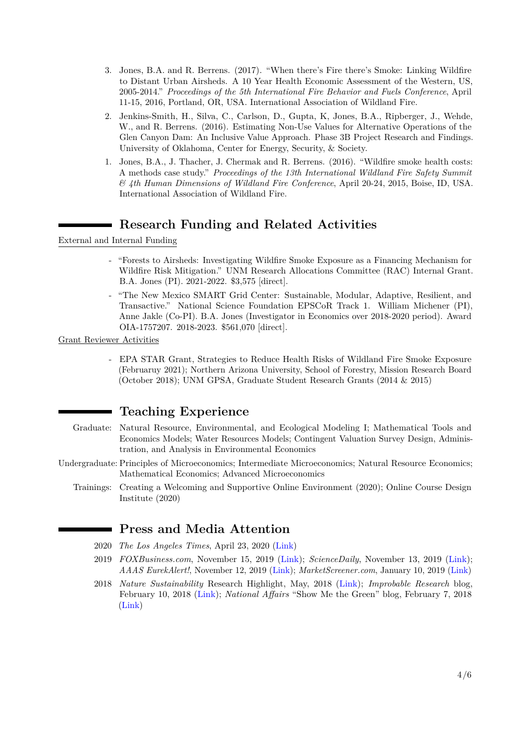3. Jones, B.A. and R. Berrens. (2017). "When there's Fire there's Smoke: Linking Wildfire to Distant Urban Airsheds. A 10 Year Health Economic Assessment of the Western, US, 2005-2014." *Proceedings of the 5th International Fire Behavior and Fuels Conference*, April 11-15, 2016, Portland, OR, USA. International Association of Wildland Fire.

2. Jenkins-Smith, H., Silva, C., Carlson, D., Gupta, K, Jones, B.A., Ripberger, J., Wehde, W., and R. Berrens. (2016). Estimating Non-Use Values for Alternative Operations of the Glen Canyon Dam: An Inclusive Value Approach. Phase 3B Project Research and Findings. University of Oklahoma, Center for Energy, Security, & Society.

1. Jones, B.A., J. Thacher, J. Chermak and R. Berrens. (2016). "Wildfire smoke health costs: A methods case study." *Proceedings of the 13th International Wildland Fire Safety Summit & 4th Human Dimensions of Wildland Fire Conference*, April 20-24, 2015, Boise, ID, USA. International Association of Wildland Fire.

## Research Funding and Related Activities

External and Internal Funding

- "Forests to Airsheds: Investigating Wildfire Smoke Exposure as a Financing Mechanism for Wildfire Risk Mitigation." UNM Research Allocations Committee (RAC) Internal Grant. B.A. Jones (PI). 2021-2022. $3,575 [direct].
- "The New Mexico SMART Grid Center: Sustainable, Modular, Adaptive, Resilient, and Transactive." National Science Foundation EPSCoR Track 1. William Michener (PI), Anne Jakle (Co-PI). B.A. Jones (Investigator in Economics over 2018-2020 period). Award OIA-1757207. 2018-2023. $561,070 [direct].

Grant Reviewer Activities

- EPA STAR Grant, Strategies to Reduce Health Risks of Wildland Fire Smoke Exposure (Februaruy 2021); Northern Arizona University, School of Forestry, Mission Research Board (October 2018); UNM GPSA, Graduate Student Research Grants (2014 & 2015)

## Teaching Experience

Graduate: Natural Resource, Environmental, and Ecological Modeling I; Mathematical Tools and Economics Models; Water Resources Models; Contingent Valuation Survey Design, Administration, and Analysis in Environmental Economics

Undergraduate: Principles of Microeconomics; Intermediate Microeconomics; Natural Resource Economics; Mathematical Economics; Advanced Microeconomics

Trainings: Creating a Welcoming and Supportive Online Environment (2020); Online Course Design Institute (2020)

## Press and Media Attention

2020 *The Los Angeles Times*, April 23, 2020 (Link)

2019 *FOXBusiness.com*, November 15, 2019 (Link); *ScienceDaily*, November 13, 2019 (Link); *AAAS EurekAlert!*, November 12, 2019 (Link); *MarketScreener.com*, January 10, 2019 (Link)

2018 *Nature Sustainability* Research Highlight, May, 2018 (Link); *Improbable Research* blog, February 10, 2018 (Link); *National Affairs* "Show Me the Green" blog, February 7, 2018 (Link)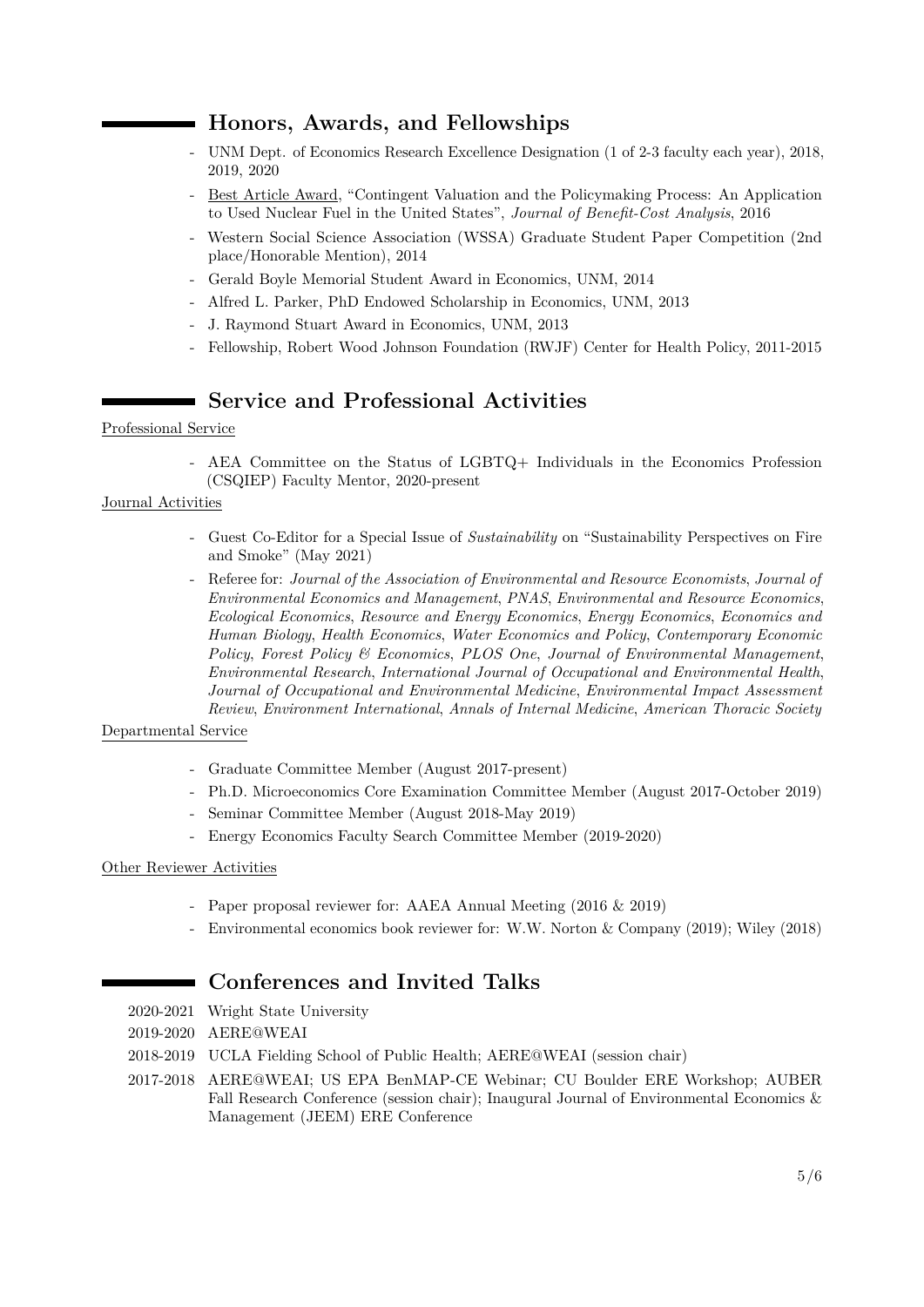## Honors, Awards, and Fellowships

- UNM Dept. of Economics Research Excellence Designation (1 of 2-3 faculty each year), 2018, 2019, 2020
- Best Article Award, "Contingent Valuation and the Policymaking Process: An Application to Used Nuclear Fuel in the United States", *Journal of Benefit-Cost Analysis*, 2016
- Western Social Science Association (WSSA) Graduate Student Paper Competition (2nd place/Honorable Mention), 2014
- Gerald Boyle Memorial Student Award in Economics, UNM, 2014
- Alfred L. Parker, PhD Endowed Scholarship in Economics, UNM, 2013
- J. Raymond Stuart Award in Economics, UNM, 2013
- Fellowship, Robert Wood Johnson Foundation (RWJF) Center for Health Policy, 2011-2015

## Service and Professional Activities

Professional Service

- AEA Committee on the Status of LGBTQ+ Individuals in the Economics Profession (CSQIEP) Faculty Mentor, 2020-present

Journal Activities

- Guest Co-Editor for a Special Issue of *Sustainability* on "Sustainability Perspectives on Fire and Smoke" (May 2021)
- Referee for: *Journal of the Association of Environmental and Resource Economists*, *Journal of Environmental Economics and Management*, *PNAS*, *Environmental and Resource Economics*, *Ecological Economics*, *Resource and Energy Economics*, *Energy Economics*, *Economics and Human Biology*, *Health Economics*, *Water Economics and Policy*, *Contemporary Economic Policy*, *Forest Policy & Economics*, *PLOS One*, *Journal of Environmental Management*, *Environmental Research*, *International Journal of Occupational and Environmental Health*, *Journal of Occupational and Environmental Medicine*, *Environmental Impact Assessment Review*, *Environment International*, *Annals of Internal Medicine*, *American Thoracic Society*

Departmental Service

- Graduate Committee Member (August 2017-present)
- Ph.D. Microeconomics Core Examination Committee Member (August 2017-October 2019)
- Seminar Committee Member (August 2018-May 2019)
- Energy Economics Faculty Search Committee Member (2019-2020)

Other Reviewer Activities

- Paper proposal reviewer for: AAEA Annual Meeting (2016 & 2019)
- Environmental economics book reviewer for: W.W. Norton & Company (2019); Wiley (2018)

## Conferences and Invited Talks

2020-2021 Wright State University

2019-2020 AERE@WEAI

2018-2019 UCLA Fielding School of Public Health; AERE@WEAI (session chair)

2017-2018 AERE@WEAI; US EPA BenMAP-CE Webinar; CU Boulder ERE Workshop; AUBER Fall Research Conference (session chair); Inaugural Journal of Environmental Economics & Management (JEEM) ERE Conference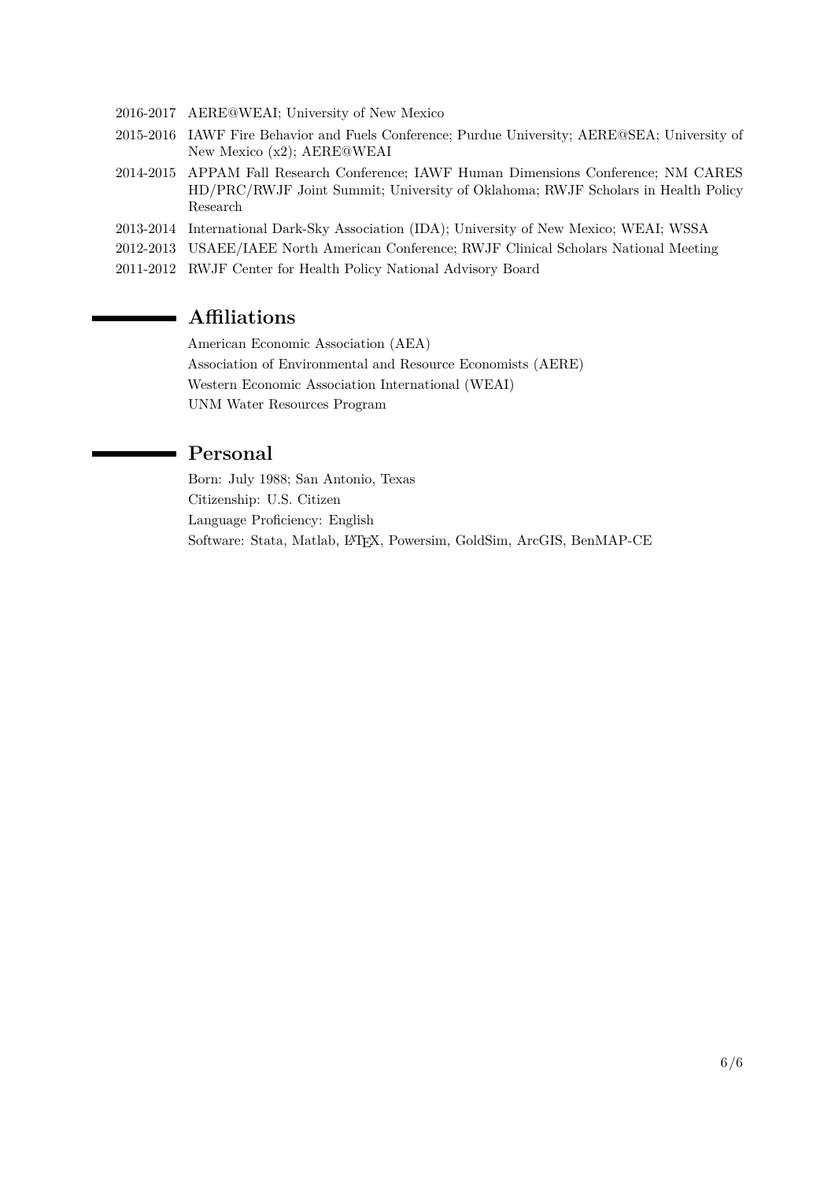2016-2017 AERE@WEAI; University of New Mexico

2015-2016 IAWF Fire Behavior and Fuels Conference; Purdue University; AERE@SEA; University of New Mexico (x2); AERE@WEAI

2014-2015 APPAM Fall Research Conference; IAWF Human Dimensions Conference; NM CARES HD/PRC/RWJF Joint Summit; University of Oklahoma; RWJF Scholars in Health Policy Research

2013-2014 International Dark-Sky Association (IDA); University of New Mexico; WEAI; WSSA

2012-2013 USAEE/IAEE North American Conference; RWJF Clinical Scholars National Meeting

2011-2012 RWJF Center for Health Policy National Advisory Board

## Affiliations

American Economic Association (AEA)
Association of Environmental and Resource Economists (AERE)
Western Economic Association International (WEAI)
UNM Water Resources Program

## Personal

Born: July 1988; San Antonio, Texas
Citizenship: U.S. Citizen
Language Proficiency: English
Software: Stata, Matlab, LaTeX, Powersim, GoldSim, ArcGIS, BenMAP-CE